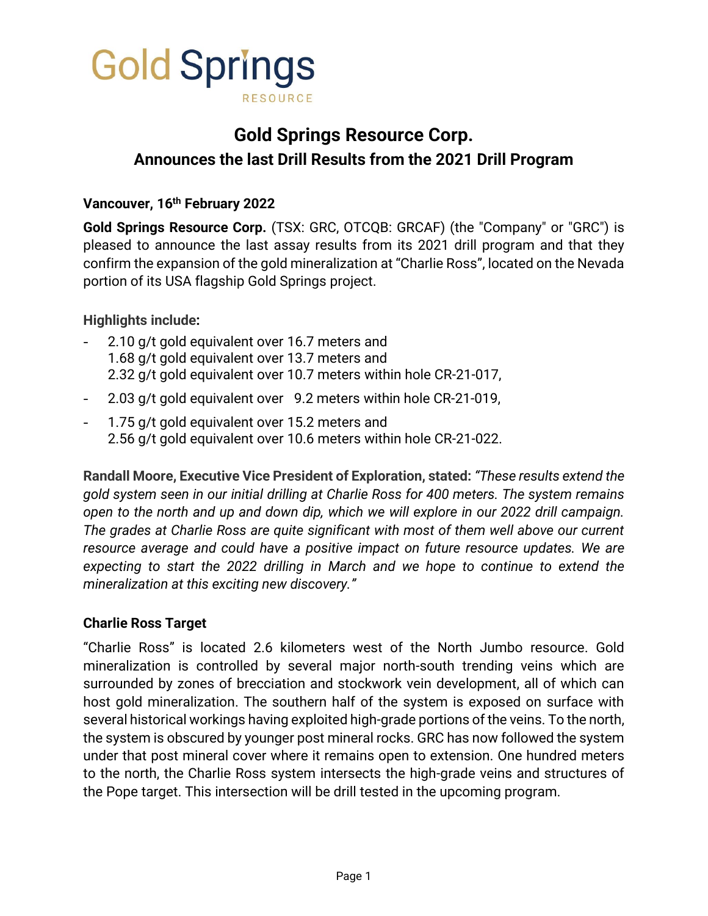# Gold Springs Resource Corp.

## Announces the last Drill Results from the 2021 Drill Program

**Vancouver, 16th February 2022**

**Gold Springs Resource Corp.** (TSX: GRC, OTCQB: GRCAF) (the "Company" or "GRC") is pleased to announce the last assay results from its 2021 drill program and that they confirm the expansion of the gold mineralization at "Charlie Ross", located on the Nevada portion of its USA flagship Gold Springs project.

**Highlights include:**

- 2.10 g/t gold equivalent over 16.7 meters and
  1.68 g/t gold equivalent over 13.7 meters and
  2.32 g/t gold equivalent over 10.7 meters within hole CR-21-017,
- 2.03 g/t gold equivalent over 9.2 meters within hole CR-21-019,
- 1.75 g/t gold equivalent over 15.2 meters and
  2.56 g/t gold equivalent over 10.6 meters within hole CR-21-022.

**Randall Moore, Executive Vice President of Exploration, stated:** *"These results extend the gold system seen in our initial drilling at Charlie Ross for 400 meters. The system remains open to the north and up and down dip, which we will explore in our 2022 drill campaign. The grades at Charlie Ross are quite significant with most of them well above our current resource average and could have a positive impact on future resource updates. We are expecting to start the 2022 drilling in March and we hope to continue to extend the mineralization at this exciting new discovery."*

### Charlie Ross Target

"Charlie Ross" is located 2.6 kilometers west of the North Jumbo resource. Gold mineralization is controlled by several major north-south trending veins which are surrounded by zones of brecciation and stockwork vein development, all of which can host gold mineralization. The southern half of the system is exposed on surface with several historical workings having exploited high-grade portions of the veins. To the north, the system is obscured by younger post mineral rocks. GRC has now followed the system under that post mineral cover where it remains open to extension. One hundred meters to the north, the Charlie Ross system intersects the high-grade veins and structures of the Pope target. This intersection will be drill tested in the upcoming program.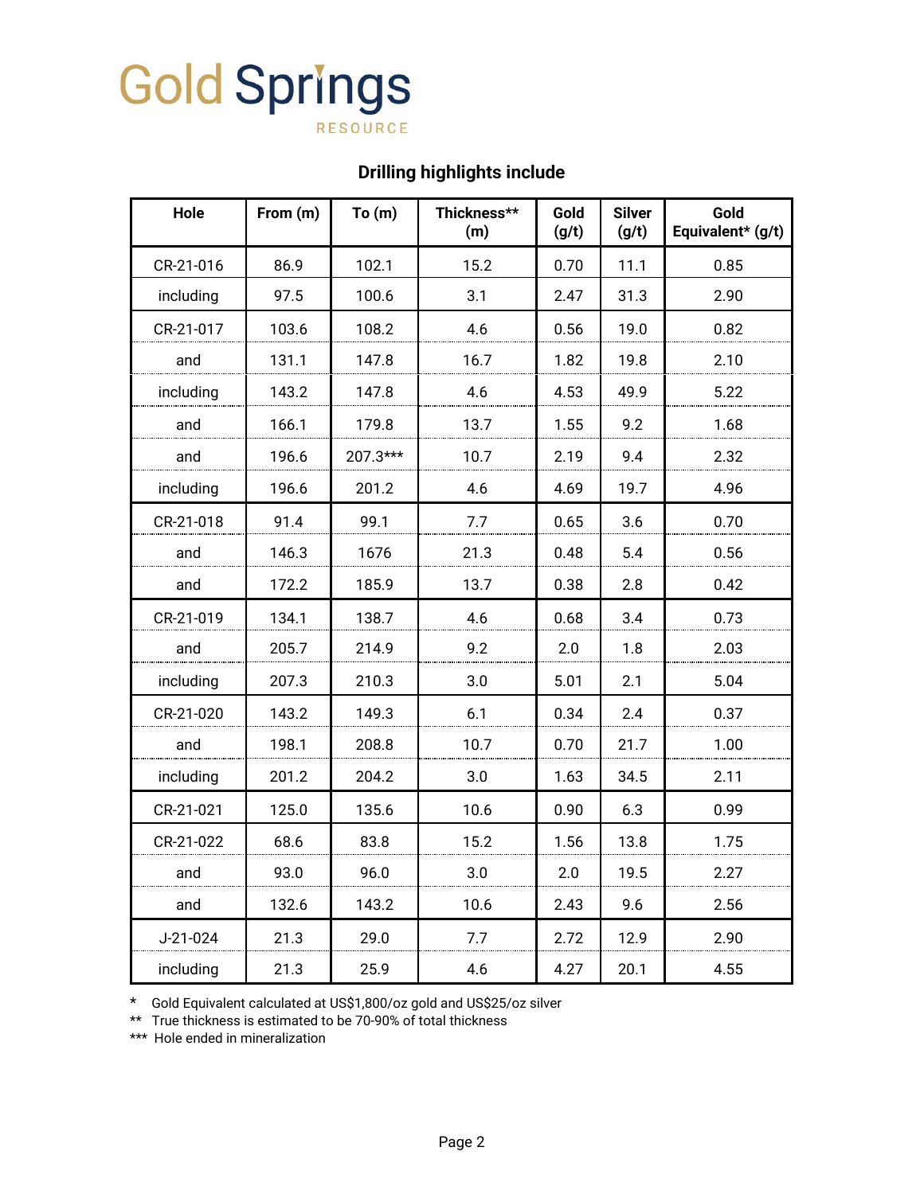Gold Springs RESOURCE

## Drilling highlights include

| Hole | From (m) | To (m) | Thickness** (m) | Gold (g/t) | Silver (g/t) | Gold Equivalent* (g/t) |
|---|---|---|---|---|---|---|
| CR-21-016 | 86.9 | 102.1 | 15.2 | 0.70 | 11.1 | 0.85 |
| including | 97.5 | 100.6 | 3.1 | 2.47 | 31.3 | 2.90 |
| CR-21-017 | 103.6 | 108.2 | 4.6 | 0.56 | 19.0 | 0.82 |
| and | 131.1 | 147.8 | 16.7 | 1.82 | 19.8 | 2.10 |
| including | 143.2 | 147.8 | 4.6 | 4.53 | 49.9 | 5.22 |
| and | 166.1 | 179.8 | 13.7 | 1.55 | 9.2 | 1.68 |
| and | 196.6 | 207.3*** | 10.7 | 2.19 | 9.4 | 2.32 |
| including | 196.6 | 201.2 | 4.6 | 4.69 | 19.7 | 4.96 |
| CR-21-018 | 91.4 | 99.1 | 7.7 | 0.65 | 3.6 | 0.70 |
| and | 146.3 | 1676 | 21.3 | 0.48 | 5.4 | 0.56 |
| and | 172.2 | 185.9 | 13.7 | 0.38 | 2.8 | 0.42 |
| CR-21-019 | 134.1 | 138.7 | 4.6 | 0.68 | 3.4 | 0.73 |
| and | 205.7 | 214.9 | 9.2 | 2.0 | 1.8 | 2.03 |
| including | 207.3 | 210.3 | 3.0 | 5.01 | 2.1 | 5.04 |
| CR-21-020 | 143.2 | 149.3 | 6.1 | 0.34 | 2.4 | 0.37 |
| and | 198.1 | 208.8 | 10.7 | 0.70 | 21.7 | 1.00 |
| including | 201.2 | 204.2 | 3.0 | 1.63 | 34.5 | 2.11 |
| CR-21-021 | 125.0 | 135.6 | 10.6 | 0.90 | 6.3 | 0.99 |
| CR-21-022 | 68.6 | 83.8 | 15.2 | 1.56 | 13.8 | 1.75 |
| and | 93.0 | 96.0 | 3.0 | 2.0 | 19.5 | 2.27 |
| and | 132.6 | 143.2 | 10.6 | 2.43 | 9.6 | 2.56 |
| J-21-024 | 21.3 | 29.0 | 7.7 | 2.72 | 12.9 | 2.90 |
| including | 21.3 | 25.9 | 4.6 | 4.27 | 20.1 | 4.55 |

\* Gold Equivalent calculated at US$1,800/oz gold and US$25/oz silver
** True thickness is estimated to be 70-90% of total thickness
*** Hole ended in mineralization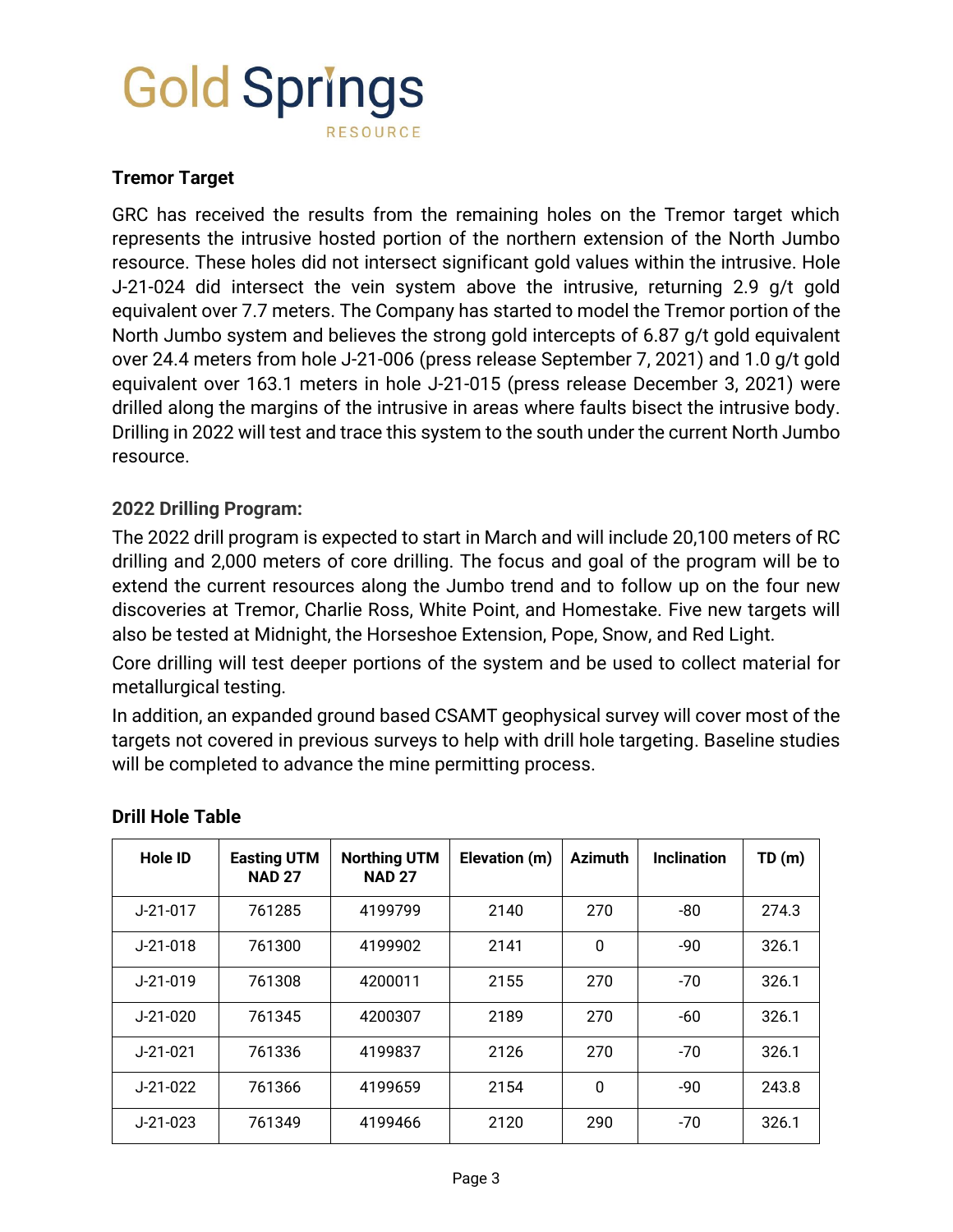Gold Springs RESOURCE

### Tremor Target

GRC has received the results from the remaining holes on the Tremor target which represents the intrusive hosted portion of the northern extension of the North Jumbo resource. These holes did not intersect significant gold values within the intrusive. Hole J-21-024 did intersect the vein system above the intrusive, returning 2.9 g/t gold equivalent over 7.7 meters. The Company has started to model the Tremor portion of the North Jumbo system and believes the strong gold intercepts of 6.87 g/t gold equivalent over 24.4 meters from hole J-21-006 (press release September 7, 2021) and 1.0 g/t gold equivalent over 163.1 meters in hole J-21-015 (press release December 3, 2021) were drilled along the margins of the intrusive in areas where faults bisect the intrusive body. Drilling in 2022 will test and trace this system to the south under the current North Jumbo resource.

### 2022 Drilling Program:

The 2022 drill program is expected to start in March and will include 20,100 meters of RC drilling and 2,000 meters of core drilling. The focus and goal of the program will be to extend the current resources along the Jumbo trend and to follow up on the four new discoveries at Tremor, Charlie Ross, White Point, and Homestake. Five new targets will also be tested at Midnight, the Horseshoe Extension, Pope, Snow, and Red Light.

Core drilling will test deeper portions of the system and be used to collect material for metallurgical testing.

In addition, an expanded ground based CSAMT geophysical survey will cover most of the targets not covered in previous surveys to help with drill hole targeting. Baseline studies will be completed to advance the mine permitting process.

### Drill Hole Table

| Hole ID | Easting UTM NAD 27 | Northing UTM NAD 27 | Elevation (m) | Azimuth | Inclination | TD (m) |
|---|---|---|---|---|---|---|
| J-21-017 | 761285 | 4199799 | 2140 | 270 | -80 | 274.3 |
| J-21-018 | 761300 | 4199902 | 2141 | 0 | -90 | 326.1 |
| J-21-019 | 761308 | 4200011 | 2155 | 270 | -70 | 326.1 |
| J-21-020 | 761345 | 4200307 | 2189 | 270 | -60 | 326.1 |
| J-21-021 | 761336 | 4199837 | 2126 | 270 | -70 | 326.1 |
| J-21-022 | 761366 | 4199659 | 2154 | 0 | -90 | 243.8 |
| J-21-023 | 761349 | 4199466 | 2120 | 290 | -70 | 326.1 |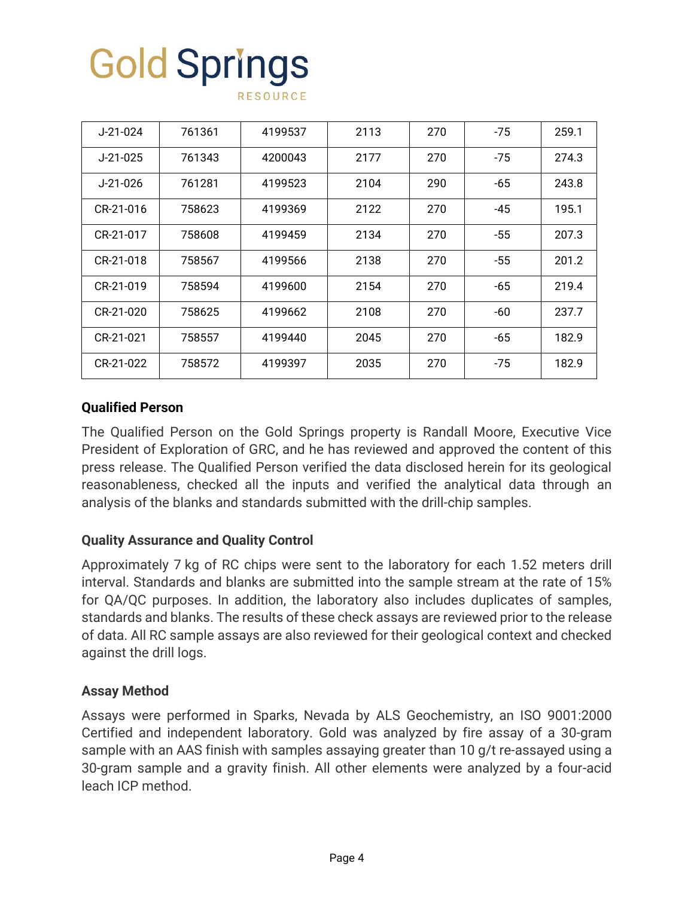| | | | | | | |
|---|---|---|---|---|---|---|
| J-21-024 | 761361 | 4199537 | 2113 | 270 | -75 | 259.1 |
| J-21-025 | 761343 | 4200043 | 2177 | 270 | -75 | 274.3 |
| J-21-026 | 761281 | 4199523 | 2104 | 290 | -65 | 243.8 |
| CR-21-016 | 758623 | 4199369 | 2122 | 270 | -45 | 195.1 |
| CR-21-017 | 758608 | 4199459 | 2134 | 270 | -55 | 207.3 |
| CR-21-018 | 758567 | 4199566 | 2138 | 270 | -55 | 201.2 |
| CR-21-019 | 758594 | 4199600 | 2154 | 270 | -65 | 219.4 |
| CR-21-020 | 758625 | 4199662 | 2108 | 270 | -60 | 237.7 |
| CR-21-021 | 758557 | 4199440 | 2045 | 270 | -65 | 182.9 |
| CR-21-022 | 758572 | 4199397 | 2035 | 270 | -75 | 182.9 |

**Qualified Person**

The Qualified Person on the Gold Springs property is Randall Moore, Executive Vice President of Exploration of GRC, and he has reviewed and approved the content of this press release. The Qualified Person verified the data disclosed herein for its geological reasonableness, checked all the inputs and verified the analytical data through an analysis of the blanks and standards submitted with the drill-chip samples.

**Quality Assurance and Quality Control**

Approximately 7 kg of RC chips were sent to the laboratory for each 1.52 meters drill interval. Standards and blanks are submitted into the sample stream at the rate of 15% for QA/QC purposes. In addition, the laboratory also includes duplicates of samples, standards and blanks. The results of these check assays are reviewed prior to the release of data. All RC sample assays are also reviewed for their geological context and checked against the drill logs.

**Assay Method**

Assays were performed in Sparks, Nevada by ALS Geochemistry, an ISO 9001:2000 Certified and independent laboratory. Gold was analyzed by fire assay of a 30-gram sample with an AAS finish with samples assaying greater than 10 g/t re-assayed using a 30-gram sample and a gravity finish. All other elements were analyzed by a four-acid leach ICP method.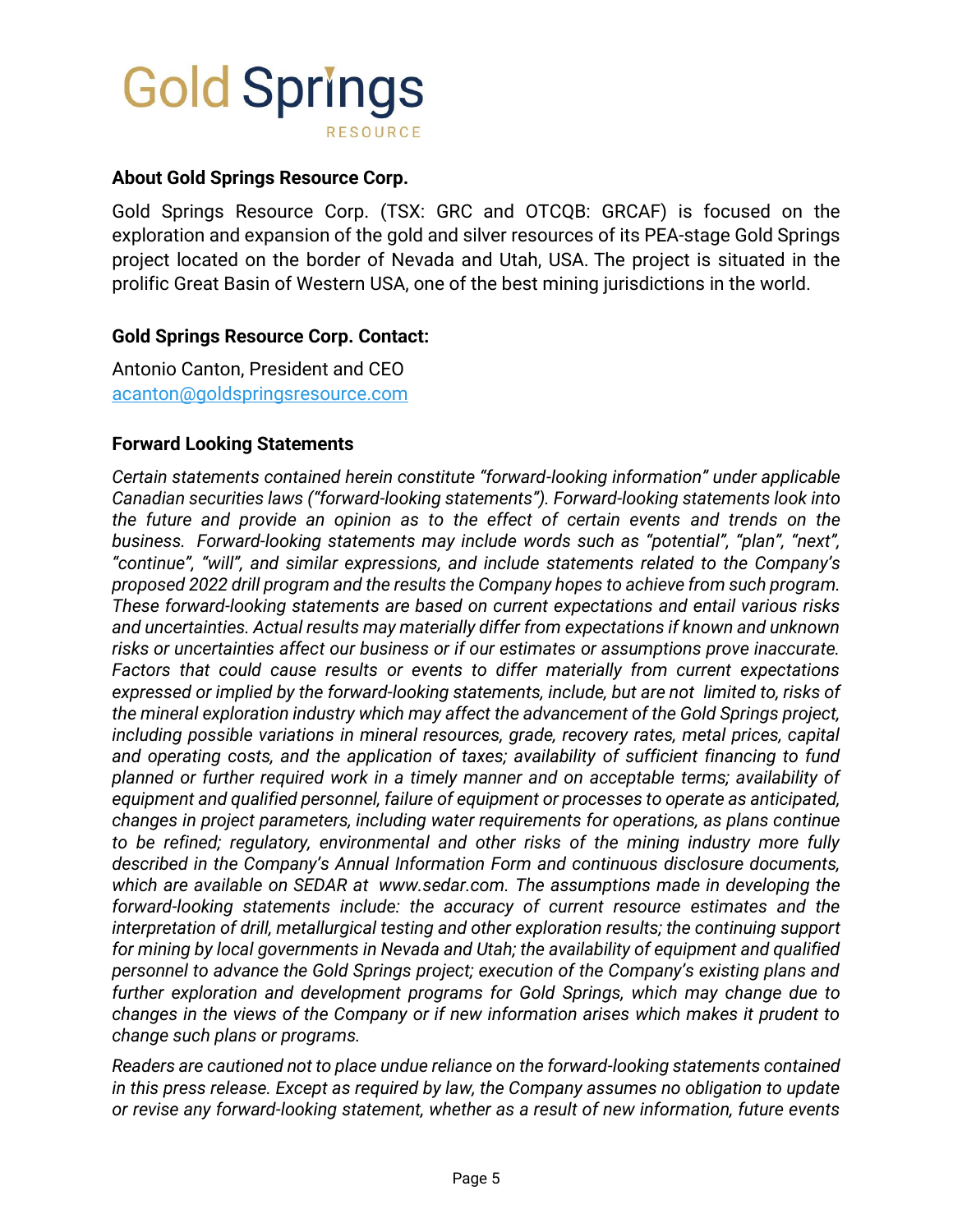**About Gold Springs Resource Corp.**

Gold Springs Resource Corp. (TSX: GRC and OTCQB: GRCAF) is focused on the exploration and expansion of the gold and silver resources of its PEA-stage Gold Springs project located on the border of Nevada and Utah, USA. The project is situated in the prolific Great Basin of Western USA, one of the best mining jurisdictions in the world.

**Gold Springs Resource Corp. Contact:**

Antonio Canton, President and CEO
acanton@goldspringsresource.com

**Forward Looking Statements**

*Certain statements contained herein constitute "forward-looking information" under applicable Canadian securities laws ("forward-looking statements"). Forward-looking statements look into the future and provide an opinion as to the effect of certain events and trends on the business. Forward-looking statements may include words such as "potential", "plan", "next", "continue", "will", and similar expressions, and include statements related to the Company's proposed 2022 drill program and the results the Company hopes to achieve from such program. These forward-looking statements are based on current expectations and entail various risks and uncertainties. Actual results may materially differ from expectations if known and unknown risks or uncertainties affect our business or if our estimates or assumptions prove inaccurate. Factors that could cause results or events to differ materially from current expectations expressed or implied by the forward-looking statements, include, but are not limited to, risks of the mineral exploration industry which may affect the advancement of the Gold Springs project, including possible variations in mineral resources, grade, recovery rates, metal prices, capital and operating costs, and the application of taxes; availability of sufficient financing to fund planned or further required work in a timely manner and on acceptable terms; availability of equipment and qualified personnel, failure of equipment or processes to operate as anticipated, changes in project parameters, including water requirements for operations, as plans continue to be refined; regulatory, environmental and other risks of the mining industry more fully described in the Company's Annual Information Form and continuous disclosure documents, which are available on SEDAR at www.sedar.com. The assumptions made in developing the forward-looking statements include: the accuracy of current resource estimates and the interpretation of drill, metallurgical testing and other exploration results; the continuing support for mining by local governments in Nevada and Utah; the availability of equipment and qualified personnel to advance the Gold Springs project; execution of the Company's existing plans and further exploration and development programs for Gold Springs, which may change due to changes in the views of the Company or if new information arises which makes it prudent to change such plans or programs.*

*Readers are cautioned not to place undue reliance on the forward-looking statements contained in this press release. Except as required by law, the Company assumes no obligation to update or revise any forward-looking statement, whether as a result of new information, future events*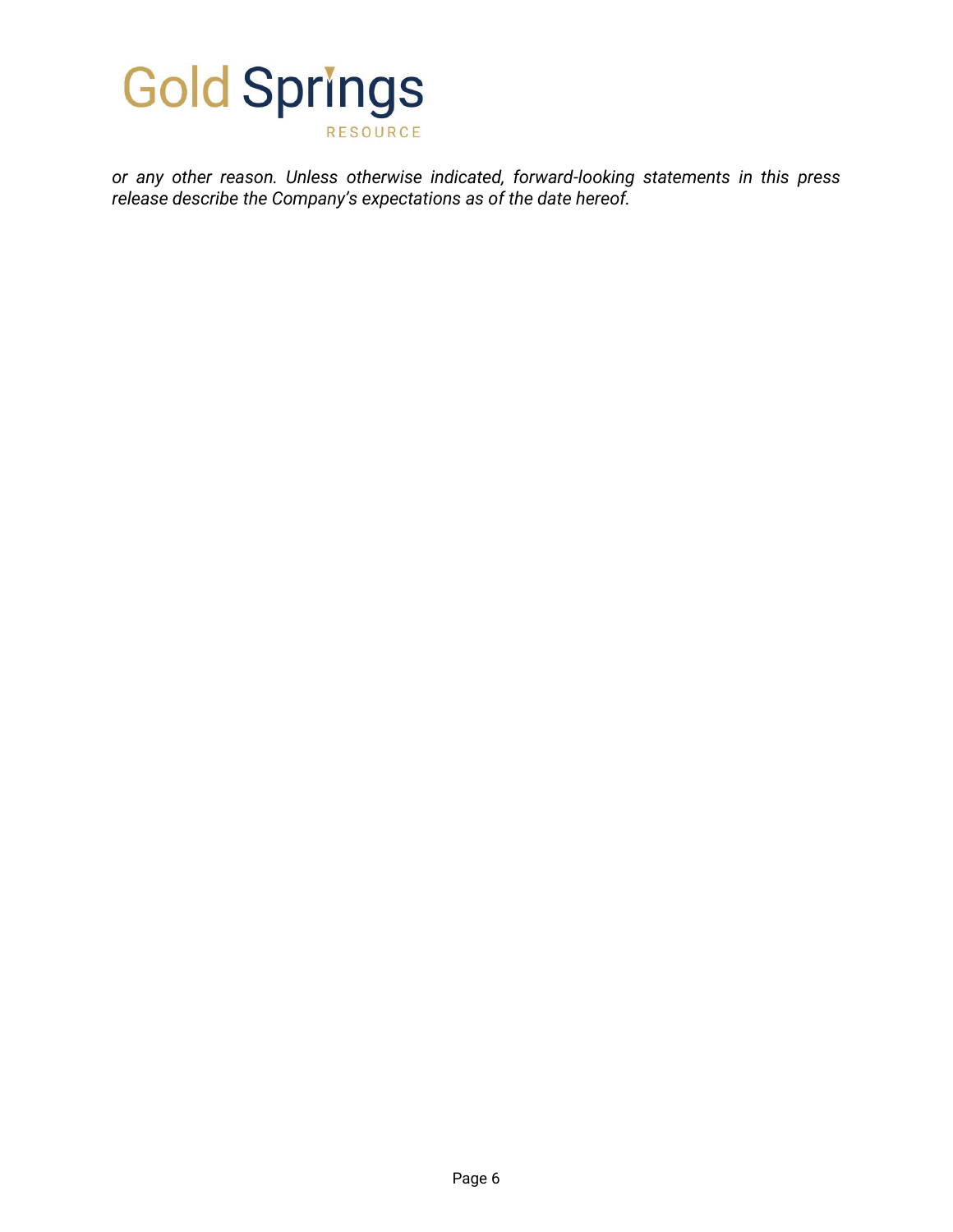*or any other reason. Unless otherwise indicated, forward-looking statements in this press release describe the Company's expectations as of the date hereof.*